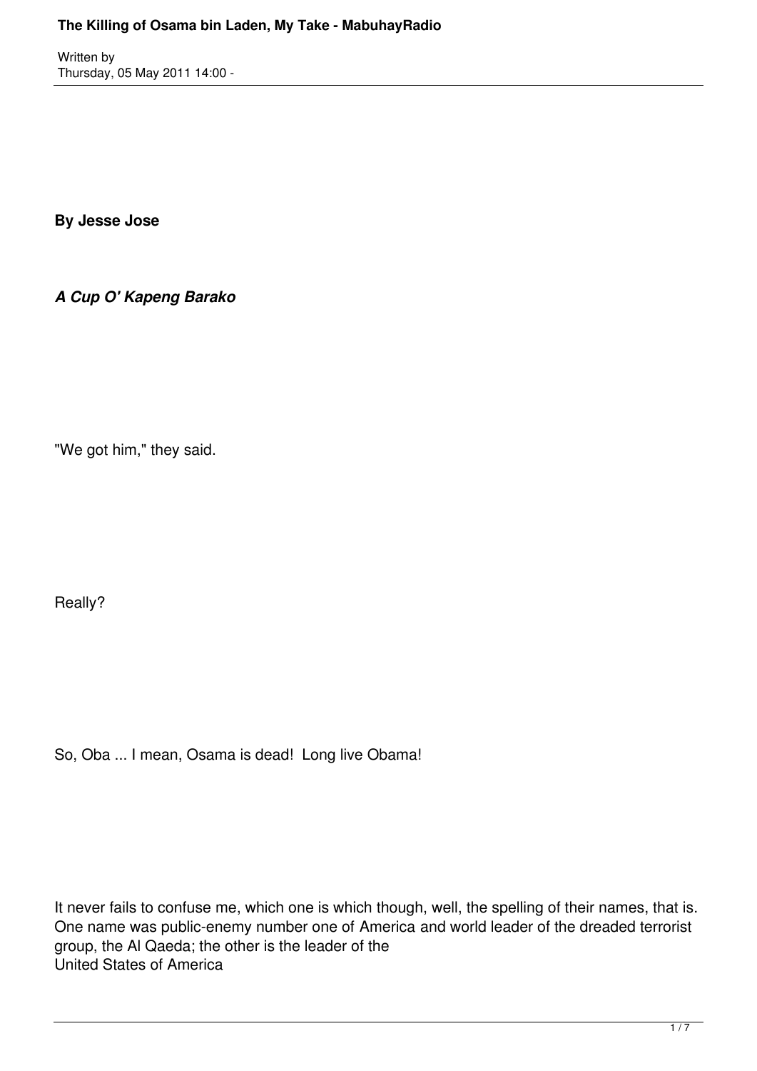**By Jesse Jose**

***A Cup O' Kapeng Barako***

"We got him," they said.

Really?

So, Oba ... I mean, Osama is dead!  Long live Obama!

It never fails to confuse me, which one is which though, well, the spelling of their names, that is. One name was public-enemy number one of America and world leader of the dreaded terrorist group, the Al Qaeda; the other is the leader of the United States of America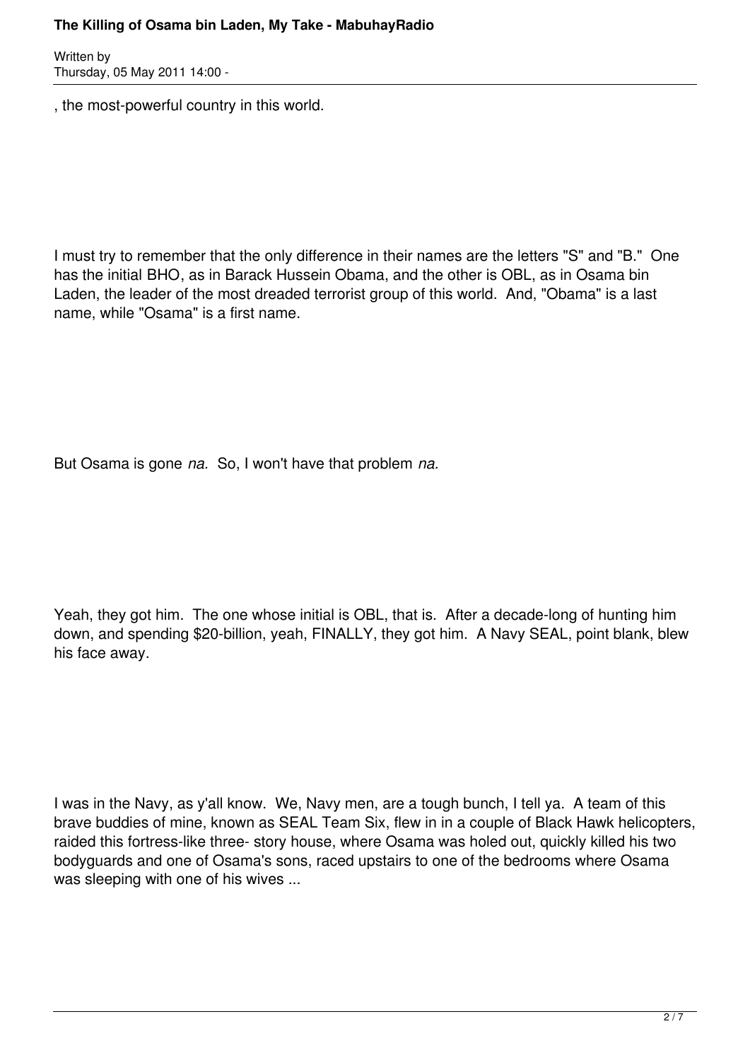, the most-powerful country in this world.

I must try to remember that the only difference in their names are the letters "S" and "B."  One has the initial BHO, as in Barack Hussein Obama, and the other is OBL, as in Osama bin Laden, the leader of the most dreaded terrorist group of this world.  And, "Obama" is a last name, while "Osama" is a first name.

But Osama is gone *na.*  So, I won't have that problem *na.*

Yeah, they got him.  The one whose initial is OBL, that is.  After a decade-long of hunting him down, and spending $20-billion, yeah, FINALLY, they got him.  A Navy SEAL, point blank, blew his face away.

I was in the Navy, as y'all know.  We, Navy men, are a tough bunch, I tell ya.  A team of this brave buddies of mine, known as SEAL Team Six, flew in in a couple of Black Hawk helicopters, raided this fortress-like three- story house, where Osama was holed out, quickly killed his two bodyguards and one of Osama's sons, raced upstairs to one of the bedrooms where Osama was sleeping with one of his wives ...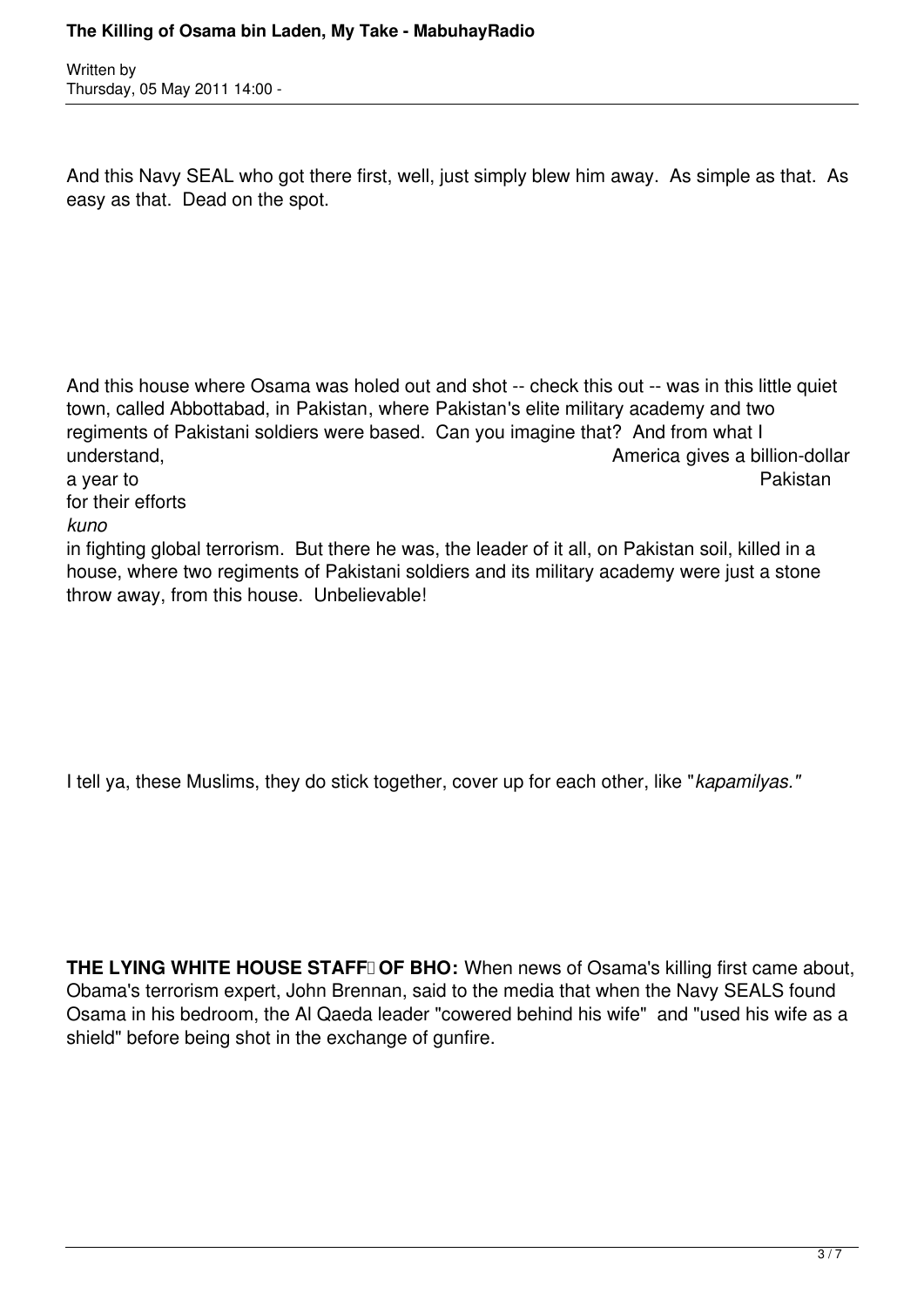And this Navy SEAL who got there first, well, just simply blew him away. As simple as that. As easy as that. Dead on the spot.

And this house where Osama was holed out and shot -- check this out -- was in this little quiet town, called Abbottabad, in Pakistan, where Pakistan's elite military academy and two regiments of Pakistani soldiers were based. Can you imagine that? And from what I understand, America gives a billion-dollar a year to Pakistan for their efforts *kuno* in fighting global terrorism. But there he was, the leader of it all, on Pakistan soil, killed in a house, where two regiments of Pakistani soldiers and its military academy were just a stone throw away, from this house. Unbelievable!

I tell ya, these Muslims, they do stick together, cover up for each other, like "*kapamilyas."*

**THE LYING WHITE HOUSE STAFF OF BHO:** When news of Osama's killing first came about, Obama's terrorism expert, John Brennan, said to the media that when the Navy SEALS found Osama in his bedroom, the Al Qaeda leader "cowered behind his wife" and "used his wife as a shield" before being shot in the exchange of gunfire.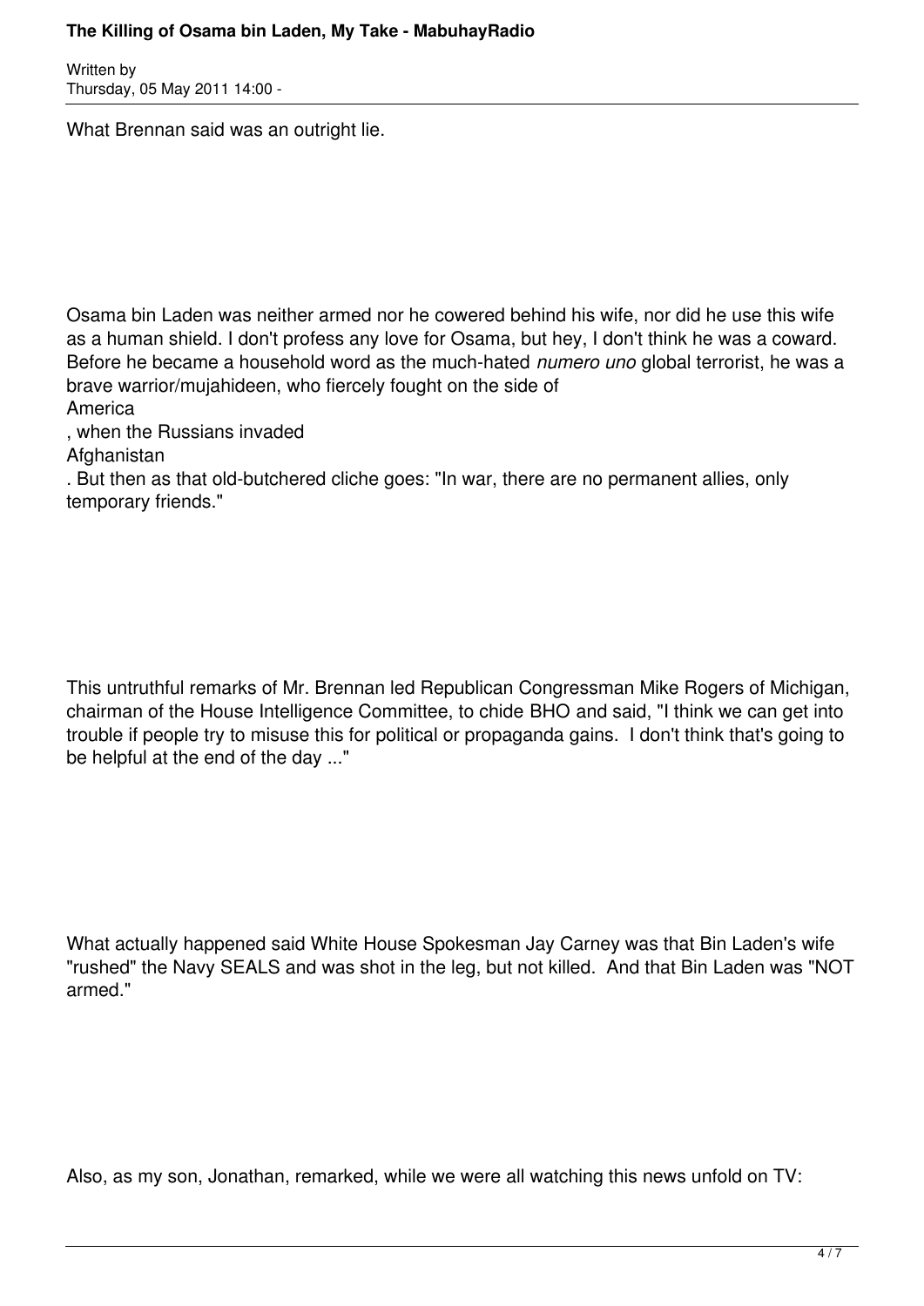What Brennan said was an outright lie.

Osama bin Laden was neither armed nor he cowered behind his wife, nor did he use this wife as a human shield. I don't profess any love for Osama, but hey, I don't think he was a coward. Before he became a household word as the much-hated *numero uno* global terrorist, he was a brave warrior/mujahideen, who fiercely fought on the side of America, when the Russians invaded Afghanistan. But then as that old-butchered cliche goes: "In war, there are no permanent allies, only temporary friends."

This untruthful remarks of Mr. Brennan led Republican Congressman Mike Rogers of Michigan, chairman of the House Intelligence Committee, to chide BHO and said, "I think we can get into trouble if people try to misuse this for political or propaganda gains. I don't think that's going to be helpful at the end of the day ..."

What actually happened said White House Spokesman Jay Carney was that Bin Laden's wife "rushed" the Navy SEALS and was shot in the leg, but not killed. And that Bin Laden was "NOT armed."

Also, as my son, Jonathan, remarked, while we were all watching this news unfold on TV: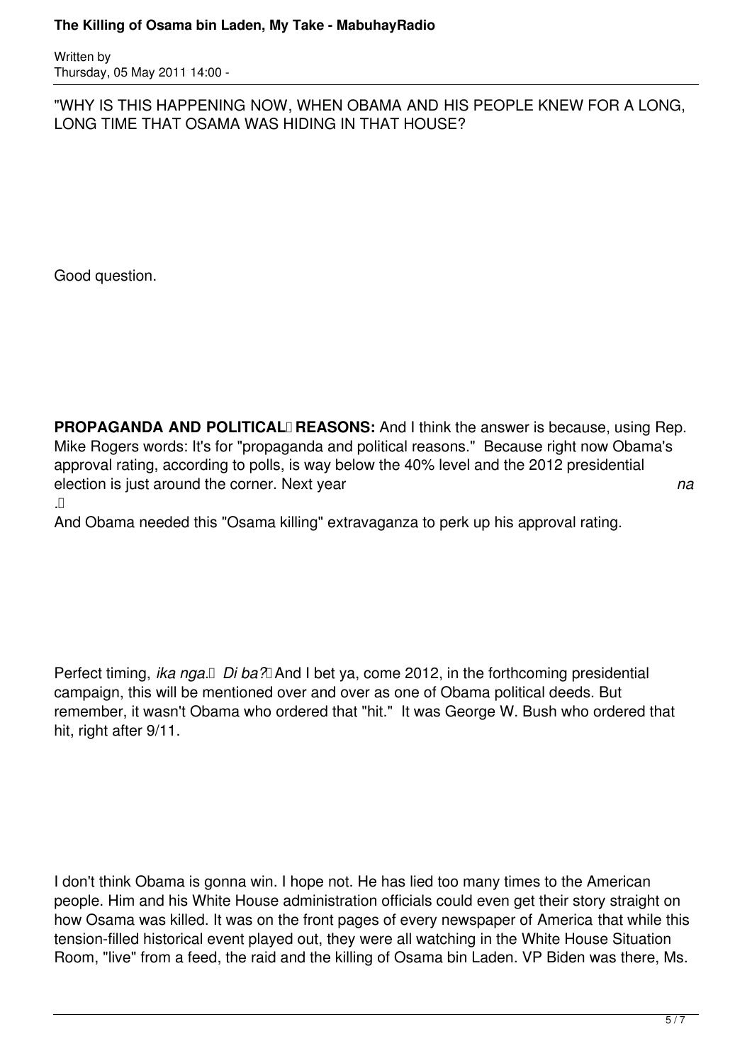"WHY IS THIS HAPPENING NOW, WHEN OBAMA AND HIS PEOPLE KNEW FOR A LONG, LONG TIME THAT OSAMA WAS HIDING IN THAT HOUSE?

Good question.

**PROPAGANDA AND POLITICAL REASONS:** And I think the answer is because, using Rep. Mike Rogers words: It's for "propaganda and political reasons." Because right now Obama's approval rating, according to polls, is way below the 40% level and the 2012 presidential election is just around the corner. Next year *na*.

And Obama needed this "Osama killing" extravaganza to perk up his approval rating.

Perfect timing, *ika nga*. *Di ba?* And I bet ya, come 2012, in the forthcoming presidential campaign, this will be mentioned over and over as one of Obama political deeds. But remember, it wasn't Obama who ordered that "hit." It was George W. Bush who ordered that hit, right after 9/11.

I don't think Obama is gonna win. I hope not. He has lied too many times to the American people. Him and his White House administration officials could even get their story straight on how Osama was killed. It was on the front pages of every newspaper of America that while this tension-filled historical event played out, they were all watching in the White House Situation Room, "live" from a feed, the raid and the killing of Osama bin Laden. VP Biden was there, Ms.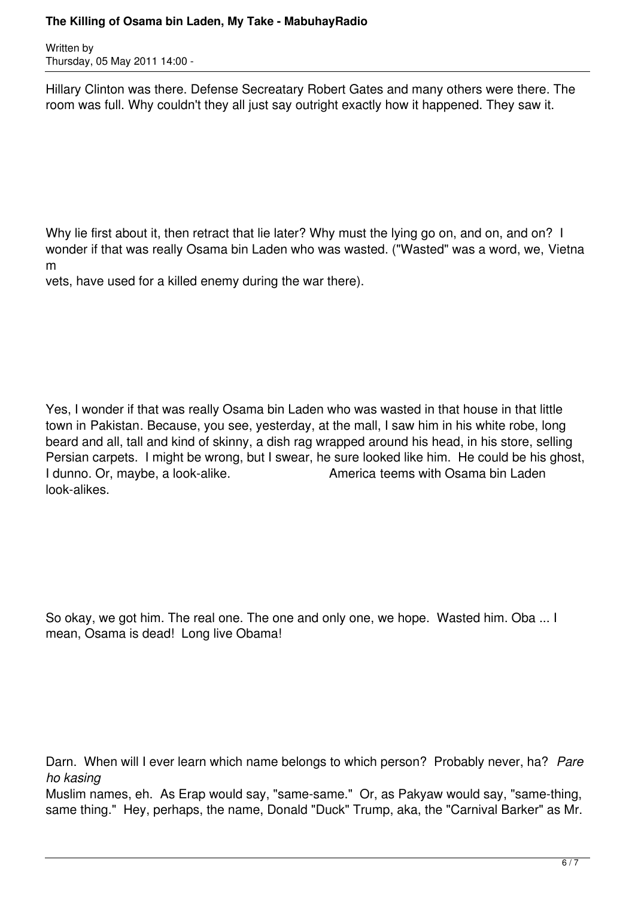Hillary Clinton was there. Defense Secreatary Robert Gates and many others were there. The room was full. Why couldn't they all just say outright exactly how it happened. They saw it.

Why lie first about it, then retract that lie later? Why must the lying go on, and on, and on? I wonder if that was really Osama bin Laden who was wasted. ("Wasted" was a word, we, Vietnam vets, have used for a killed enemy during the war there).

Yes, I wonder if that was really Osama bin Laden who was wasted in that house in that little town in Pakistan. Because, you see, yesterday, at the mall, I saw him in his white robe, long beard and all, tall and kind of skinny, a dish rag wrapped around his head, in his store, selling Persian carpets. I might be wrong, but I swear, he sure looked like him. He could be his ghost, I dunno. Or, maybe, a look-alike. America teems with Osama bin Laden look-alikes.

So okay, we got him. The real one. The one and only one, we hope. Wasted him. Oba ... I mean, Osama is dead! Long live Obama!

Darn. When will I ever learn which name belongs to which person? Probably never, ha? *Pare ho kasing* Muslim names, eh. As Erap would say, "same-same." Or, as Pakyaw would say, "same-thing, same thing." Hey, perhaps, the name, Donald "Duck" Trump, aka, the "Carnival Barker" as Mr.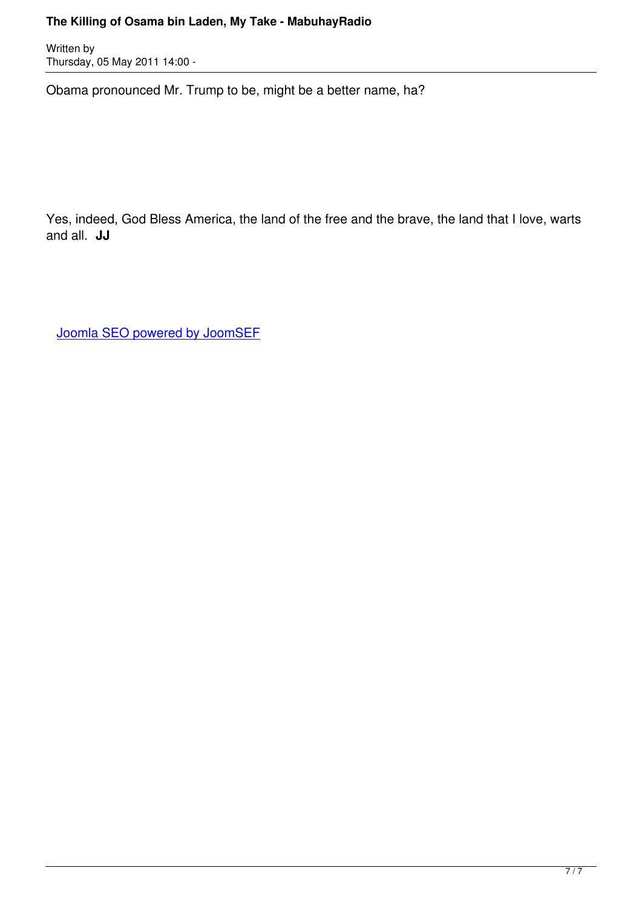Obama pronounced Mr. Trump to be, might be a better name, ha?

Yes, indeed, God Bless America, the land of the free and the brave, the land that I love, warts and all. **JJ**

Joomla SEO powered by JoomSEF